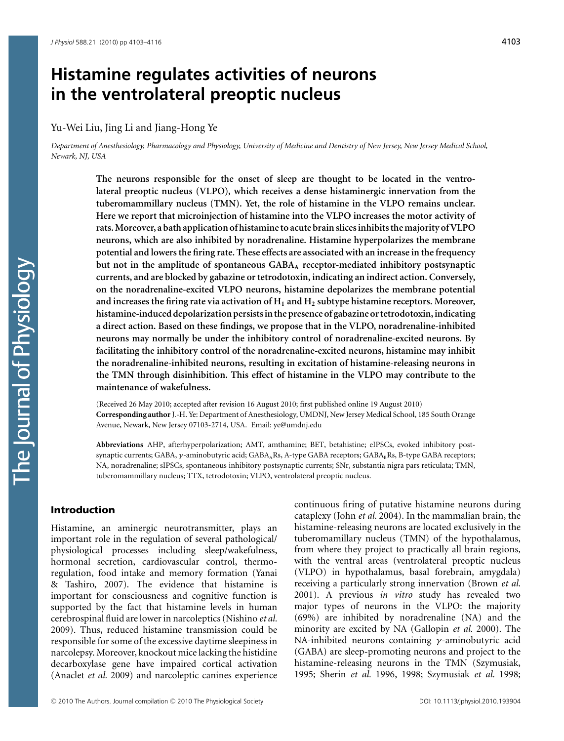# Histamine regulates activities of neurons in the ventrolateral preoptic nucleus

Yu-Wei Liu, Jing Li and Jiang-Hong Ye

*Department of Anesthesiology, Pharmacology and Physiology, University of Medicine and Dentistry of New Jersey, New Jersey Medical School, Newark, NJ, USA*

**The neurons responsible for the onset of sleep are thought to be located in the ventrolateral preoptic nucleus (VLPO), which receives a dense histaminergic innervation from the tuberomammillary nucleus (TMN). Yet, the role of histamine in the VLPO remains unclear. Here we report that microinjection of histamine into the VLPO increases the motor activity of rats. Moreover, a bath application of histamine to acute brain slices inhibits the majority of VLPO neurons, which are also inhibited by noradrenaline. Histamine hyperpolarizes the membrane potential and lowers the firing rate. These effects are associated with an increase in the frequency but not in the amplitude of spontaneous $GABA_A$ receptor-mediated inhibitory postsynaptic currents, and are blocked by gabazine or tetrodotoxin, indicating an indirect action. Conversely, on the noradrenaline-excited VLPO neurons, histamine depolarizes the membrane potential and increases the firing rate via activation of $H_1$ and $H_2$ subtype histamine receptors. Moreover, histamine-induced depolarization persists in the presence of gabazine or tetrodotoxin, indicating a direct action. Based on these findings, we propose that in the VLPO, noradrenaline-inhibited neurons may normally be under the inhibitory control of noradrenaline-excited neurons. By facilitating the inhibitory control of the noradrenaline-excited neurons, histamine may inhibit the noradrenaline-inhibited neurons, resulting in excitation of histamine-releasing neurons in the TMN through disinhibition. This effect of histamine in the VLPO may contribute to the maintenance of wakefulness.**

(Received 26 May 2010; accepted after revision 16 August 2010; first published online 19 August 2010)
**Corresponding author** J.-H. Ye: Department of Anesthesiology, UMDNJ, New Jersey Medical School, 185 South Orange Avenue, Newark, New Jersey 07103-2714, USA. Email: ye@umdnj.edu

**Abbreviations** AHP, afterhyperpolarization; AMT, amthamine; BET, betahistine; eIPSCs, evoked inhibitory postsynaptic currents; GABA, $\gamma$-aminobutyric acid; $GABA_A$Rs, A-type GABA receptors; $GABA_B$Rs, B-type GABA receptors; NA, noradrenaline; sIPSCs, spontaneous inhibitory postsynaptic currents; SNr, substantia nigra pars reticulata; TMN, tuberomammillary nucleus; TTX, tetrodotoxin; VLPO, ventrolateral preoptic nucleus.

## Introduction

Histamine, an aminergic neurotransmitter, plays an important role in the regulation of several pathological/physiological processes including sleep/wakefulness, hormonal secretion, cardiovascular control, thermoregulation, food intake and memory formation (Yanai & Tashiro, 2007). The evidence that histamine is important for consciousness and cognitive function is supported by the fact that histamine levels in human cerebrospinal fluid are lower in narcoleptics (Nishino *et al.* 2009). Thus, reduced histamine transmission could be responsible for some of the excessive daytime sleepiness in narcolepsy. Moreover, knockout mice lacking the histidine decarboxylase gene have impaired cortical activation (Anaclet *et al.* 2009) and narcoleptic canines experience continuous firing of putative histamine neurons during cataplexy (John *et al.* 2004). In the mammalian brain, the histamine-releasing neurons are located exclusively in the tuberomammillary nucleus (TMN) of the hypothalamus, from where they project to practically all brain regions, with the ventral areas (ventrolateral preoptic nucleus (VLPO) in hypothalamus, basal forebrain, amygdala) receiving a particularly strong innervation (Brown *et al.* 2001). A previous *in vitro* study has revealed two major types of neurons in the VLPO: the majority (69%) are inhibited by noradrenaline (NA) and the minority are excited by NA (Gallopin *et al.* 2000). The NA-inhibited neurons containing $\gamma$-aminobutyric acid (GABA) are sleep-promoting neurons and project to the histamine-releasing neurons in the TMN (Szymusiak, 1995; Sherin *et al.* 1996, 1998; Szymusiak *et al.* 1998;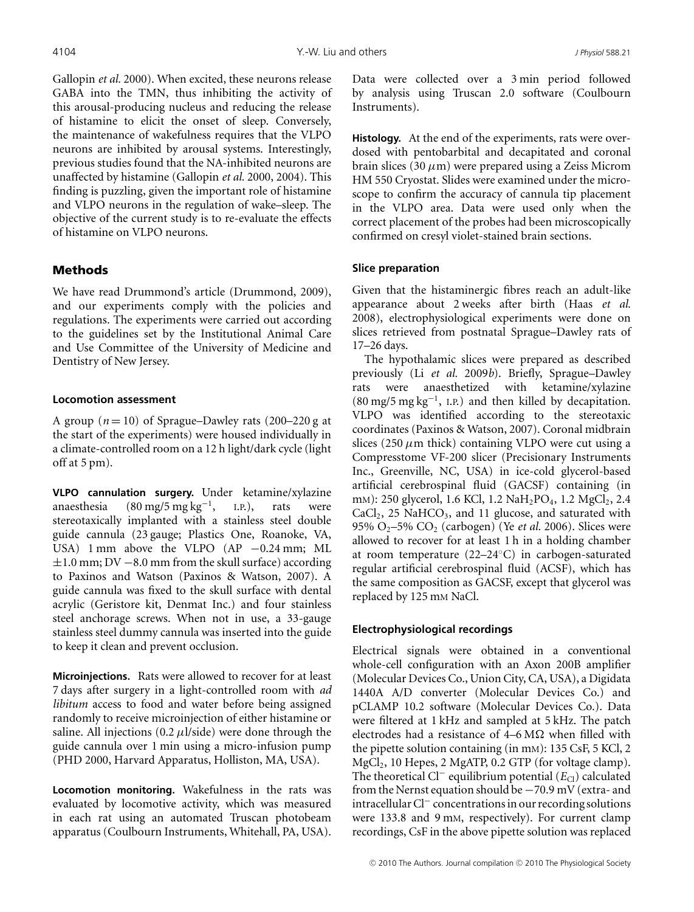Gallopin *et al.* 2000). When excited, these neurons release GABA into the TMN, thus inhibiting the activity of this arousal-producing nucleus and reducing the release of histamine to elicit the onset of sleep. Conversely, the maintenance of wakefulness requires that the VLPO neurons are inhibited by arousal systems. Interestingly, previous studies found that the NA-inhibited neurons are unaffected by histamine (Gallopin *et al.* 2000, 2004). This finding is puzzling, given the important role of histamine and VLPO neurons in the regulation of wake–sleep. The objective of the current study is to re-evaluate the effects of histamine on VLPO neurons.

## Methods

We have read Drummond's article (Drummond, 2009), and our experiments comply with the policies and regulations. The experiments were carried out according to the guidelines set by the Institutional Animal Care and Use Committee of the University of Medicine and Dentistry of New Jersey.

### Locomotion assessment

A group ($n = 10$) of Sprague–Dawley rats (200–220 g at the start of the experiments) were housed individually in a climate-controlled room on a 12 h light/dark cycle (light off at 5 pm).

**VLPO cannulation surgery.** Under ketamine/xylazine anaesthesia (80 mg/5 mg $kg^{-1}$, I.P.), rats were stereotaxically implanted with a stainless steel double guide cannula (23 gauge; Plastics One, Roanoke, VA, USA) 1 mm above the VLPO (AP −0.24 mm; ML ±1.0 mm; DV −8.0 mm from the skull surface) according to Paxinos and Watson (Paxinos & Watson, 2007). A guide cannula was fixed to the skull surface with dental acrylic (Geristore kit, Denmat Inc.) and four stainless steel anchorage screws. When not in use, a 33-gauge stainless steel dummy cannula was inserted into the guide to keep it clean and prevent occlusion.

**Microinjections.** Rats were allowed to recover for at least 7 days after surgery in a light-controlled room with *ad libitum* access to food and water before being assigned randomly to receive microinjection of either histamine or saline. All injections (0.2 $\mu$l/side) were done through the guide cannula over 1 min using a micro-infusion pump (PHD 2000, Harvard Apparatus, Holliston, MA, USA).

**Locomotion monitoring.** Wakefulness in the rats was evaluated by locomotive activity, which was measured in each rat using an automated Truscan photobeam apparatus (Coulbourn Instruments, Whitehall, PA, USA). Data were collected over a 3 min period followed by analysis using Truscan 2.0 software (Coulbourn Instruments).

**Histology.** At the end of the experiments, rats were overdosed with pentobarbital and decapitated and coronal brain slices (30 $\mu$m) were prepared using a Zeiss Microm HM 550 Cryostat. Slides were examined under the microscope to confirm the accuracy of cannula tip placement in the VLPO area. Data were used only when the correct placement of the probes had been microscopically confirmed on cresyl violet-stained brain sections.

### Slice preparation

Given that the histaminergic fibres reach an adult-like appearance about 2 weeks after birth (Haas *et al.* 2008), electrophysiological experiments were done on slices retrieved from postnatal Sprague–Dawley rats of 17–26 days.

The hypothalamic slices were prepared as described previously (Li *et al.* 2009*b*). Briefly, Sprague–Dawley rats were anaesthetized with ketamine/xylazine (80 mg/5 mg $kg^{-1}$, I.P.) and then killed by decapitation. VLPO was identified according to the stereotaxic coordinates (Paxinos & Watson, 2007). Coronal midbrain slices (250 $\mu$m thick) containing VLPO were cut using a Compresstome VF-200 slicer (Precisionary Instruments Inc., Greenville, NC, USA) in ice-cold glycerol-based artificial cerebrospinal fluid (GACSF) containing (in mM): 250 glycerol, 1.6 KCl, 1.2 $NaH_2PO_4$, 1.2 $MgCl_2$, 2.4 $CaCl_2$, 25 $NaHCO_3$, and 11 glucose, and saturated with 95% $O_2$–5% $CO_2$ (carbogen) (Ye *et al.* 2006). Slices were allowed to recover for at least 1 h in a holding chamber at room temperature (22–24°C) in carbogen-saturated regular artificial cerebrospinal fluid (ACSF), which has the same composition as GACSF, except that glycerol was replaced by 125 mM NaCl.

### Electrophysiological recordings

Electrical signals were obtained in a conventional whole-cell configuration with an Axon 200B amplifier (Molecular Devices Co., Union City, CA, USA), a Digidata 1440A A/D converter (Molecular Devices Co.) and pCLAMP 10.2 software (Molecular Devices Co.). Data were filtered at 1 kHz and sampled at 5 kHz. The patch electrodes had a resistance of 4–6 M$\Omega$ when filled with the pipette solution containing (in mM): 135 CsF, 5 KCl, 2 $MgCl_2$, 10 Hepes, 2 MgATP, 0.2 GTP (for voltage clamp). The theoretical $Cl^-$ equilibrium potential ($E_{Cl}$) calculated from the Nernst equation should be −70.9 mV (extra- and intracellular $Cl^-$ concentrations in our recording solutions were 133.8 and 9 mM, respectively). For current clamp recordings, CsF in the above pipette solution was replaced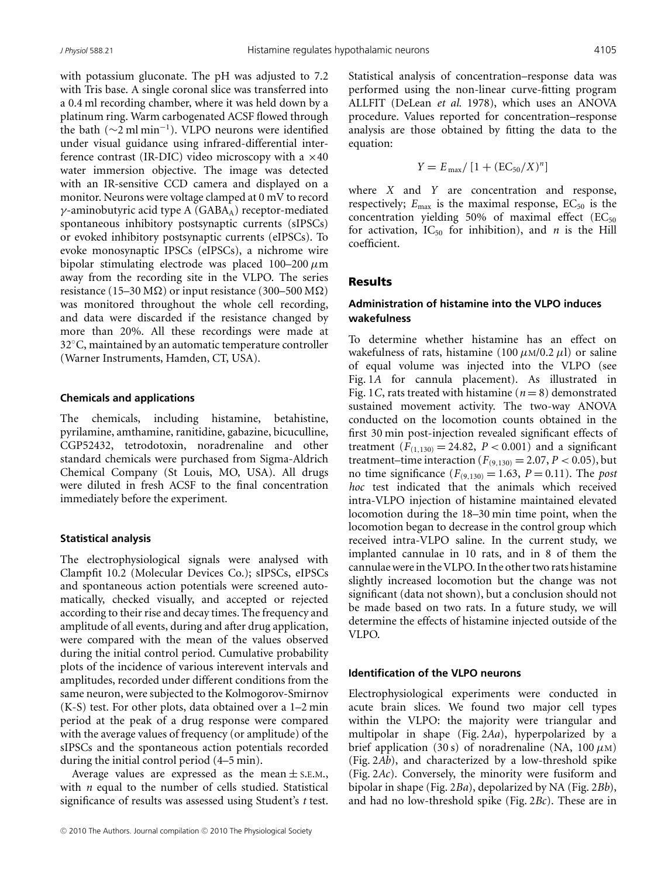with potassium gluconate. The pH was adjusted to 7.2 with Tris base. A single coronal slice was transferred into a 0.4 ml recording chamber, where it was held down by a platinum ring. Warm carbogenated ACSF flowed through the bath (~2 ml min$^{-1}$). VLPO neurons were identified under visual guidance using infrared-differential interference contrast (IR-DIC) video microscopy with a ×40 water immersion objective. The image was detected with an IR-sensitive CCD camera and displayed on a monitor. Neurons were voltage clamped at 0 mV to record $\gamma$-aminobutyric acid type A ($GABA_A$) receptor-mediated spontaneous inhibitory postsynaptic currents (sIPSCs) or evoked inhibitory postsynaptic currents (eIPSCs). To evoke monosynaptic IPSCs (eIPSCs), a nichrome wire bipolar stimulating electrode was placed 100–200 $\mu$m away from the recording site in the VLPO. The series resistance (15–30 MΩ) or input resistance (300–500 MΩ) was monitored throughout the whole cell recording, and data were discarded if the resistance changed by more than 20%. All these recordings were made at 32°C, maintained by an automatic temperature controller (Warner Instruments, Hamden, CT, USA).

### Chemicals and applications

The chemicals, including histamine, betahistine, pyrilamine, amthamine, ranitidine, gabazine, bicuculline, CGP52432, tetrodotoxin, noradrenaline and other standard chemicals were purchased from Sigma-Aldrich Chemical Company (St Louis, MO, USA). All drugs were diluted in fresh ACSF to the final concentration immediately before the experiment.

### Statistical analysis

The electrophysiological signals were analysed with Clampfit 10.2 (Molecular Devices Co.); sIPSCs, eIPSCs and spontaneous action potentials were screened automatically, checked visually, and accepted or rejected according to their rise and decay times. The frequency and amplitude of all events, during and after drug application, were compared with the mean of the values observed during the initial control period. Cumulative probability plots of the incidence of various interevent intervals and amplitudes, recorded under different conditions from the same neuron, were subjected to the Kolmogorov-Smirnov (K-S) test. For other plots, data obtained over a 1–2 min period at the peak of a drug response were compared with the average values of frequency (or amplitude) of the sIPSCs and the spontaneous action potentials recorded during the initial control period (4–5 min).

Average values are expressed as the mean ± S.E.M., with $n$ equal to the number of cells studied. Statistical significance of results was assessed using Student's $t$ test. Statistical analysis of concentration–response data was performed using the non-linear curve-fitting program ALLFIT (DeLean *et al.* 1978), which uses an ANOVA procedure. Values reported for concentration–response analysis are those obtained by fitting the data to the equation:

$$Y = E_{max}/[1 + (EC_{50}/X)^n]$$

where $X$ and $Y$ are concentration and response, respectively; $E_{max}$ is the maximal response, $EC_{50}$ is the concentration yielding 50% of maximal effect ($EC_{50}$ for activation, $IC_{50}$ for inhibition), and $n$ is the Hill coefficient.

## Results

### Administration of histamine into the VLPO induces wakefulness

To determine whether histamine has an effect on wakefulness of rats, histamine (100 $\mu$M/0.2 $\mu$l) or saline of equal volume was injected into the VLPO (see Fig. 1*A* for cannula placement). As illustrated in Fig. 1*C*, rats treated with histamine ($n = 8$) demonstrated sustained movement activity. The two-way ANOVA conducted on the locomotion counts obtained in the first 30 min post-injection revealed significant effects of treatment ($F_{(1,130)} = 24.82$, $P < 0.001$) and a significant treatment–time interaction ($F_{(9,130)} = 2.07$, $P < 0.05$), but no time significance ($F_{(9,130)} = 1.63$, $P = 0.11$). The *post hoc* test indicated that the animals which received intra-VLPO injection of histamine maintained elevated locomotion during the 18–30 min time point, when the locomotion began to decrease in the control group which received intra-VLPO saline. In the current study, we implanted cannulae in 10 rats, and in 8 of them the cannulae were in the VLPO. In the other two rats histamine slightly increased locomotion but the change was not significant (data not shown), but a conclusion should not be made based on two rats. In a future study, we will determine the effects of histamine injected outside of the VLPO.

### Identification of the VLPO neurons

Electrophysiological experiments were conducted in acute brain slices. We found two major cell types within the VLPO: the majority were triangular and multipolar in shape (Fig. 2*Aa*), hyperpolarized by a brief application (30 s) of noradrenaline (NA, 100 $\mu$M) (Fig. 2*Ab*), and characterized by a low-threshold spike (Fig. 2*Ac*). Conversely, the minority were fusiform and bipolar in shape (Fig. 2*Ba*), depolarized by NA (Fig. 2*Bb*), and had no low-threshold spike (Fig. 2*Bc*). These are in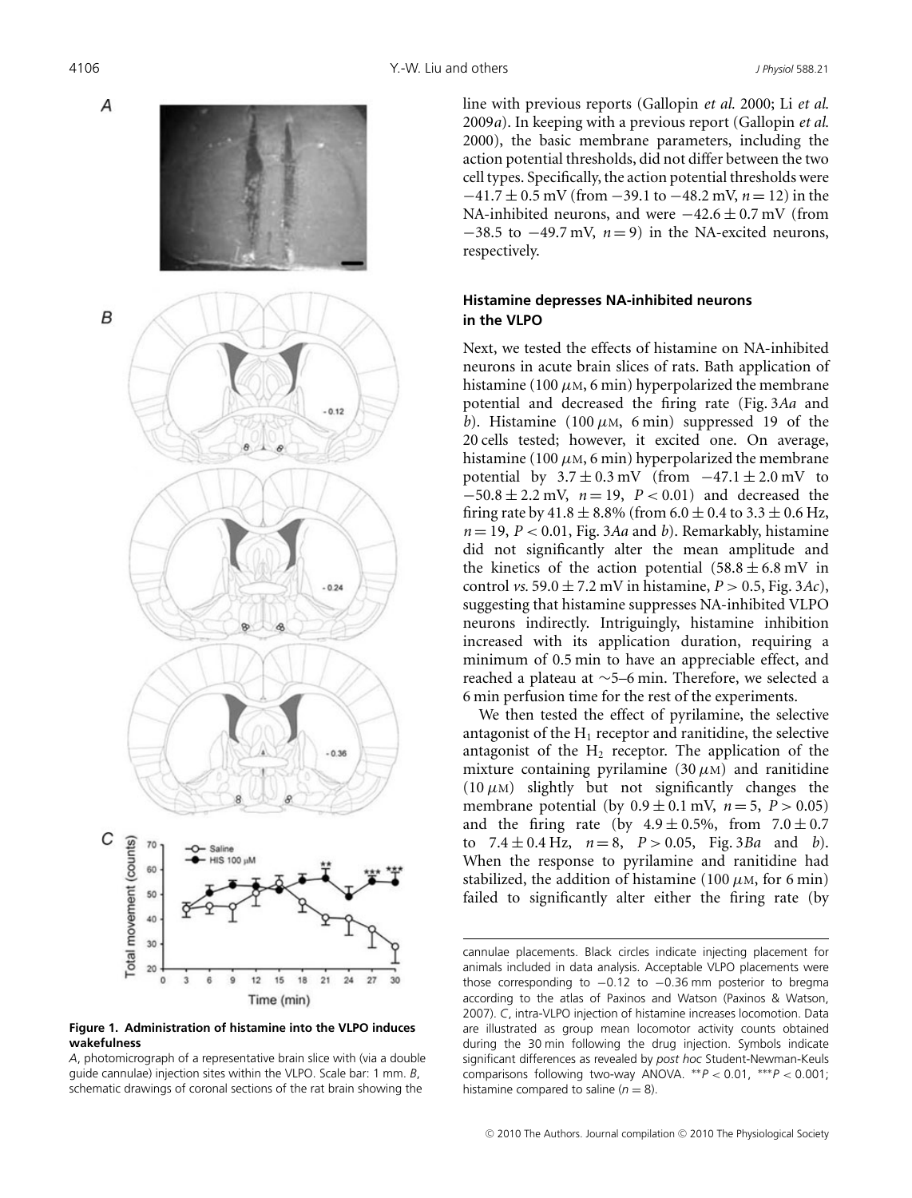line with previous reports (Gallopin *et al.* 2000; Li *et al.* 2009*a*). In keeping with a previous report (Gallopin *et al.* 2000), the basic membrane parameters, including the action potential thresholds, did not differ between the two cell types. Specifically, the action potential thresholds were $-41.7 \pm 0.5$ mV (from $-39.1$ to $-48.2$ mV, $n = 12$) in the NA-inhibited neurons, and were $-42.6 \pm 0.7$ mV (from $-38.5$ to $-49.7$ mV, $n = 9$) in the NA-excited neurons, respectively.

### Histamine depresses NA-inhibited neurons in the VLPO

Next, we tested the effects of histamine on NA-inhibited neurons in acute brain slices of rats. Bath application of histamine (100 $\mu$M, 6 min) hyperpolarized the membrane potential and decreased the firing rate (Fig. 3*Aa* and *b*). Histamine (100 $\mu$M, 6 min) suppressed 19 of the 20 cells tested; however, it excited one. On average, histamine (100 $\mu$M, 6 min) hyperpolarized the membrane potential by $3.7 \pm 0.3$ mV (from $-47.1 \pm 2.0$ mV to $-50.8 \pm 2.2$ mV, $n = 19$, $P < 0.01$) and decreased the firing rate by $41.8 \pm 8.8$% (from $6.0 \pm 0.4$ to $3.3 \pm 0.6$ Hz, $n = 19$, $P < 0.01$, Fig. 3*Aa* and *b*). Remarkably, histamine did not significantly alter the mean amplitude and the kinetics of the action potential ($58.8 \pm 6.8$ mV in control *vs.* $59.0 \pm 7.2$ mV in histamine, $P > 0.5$, Fig. 3*Ac*), suggesting that histamine suppresses NA-inhibited VLPO neurons indirectly. Intriguingly, histamine inhibition increased with its application duration, requiring a minimum of 0.5 min to have an appreciable effect, and reached a plateau at ~5–6 min. Therefore, we selected a 6 min perfusion time for the rest of the experiments.

We then tested the effect of pyrilamine, the selective antagonist of the $H_1$ receptor and ranitidine, the selective antagonist of the $H_2$ receptor. The application of the mixture containing pyrilamine (30 $\mu$M) and ranitidine (10 $\mu$M) slightly but not significantly changes the membrane potential (by $0.9 \pm 0.1$ mV, $n = 5$, $P > 0.05$) and the firing rate (by $4.9 \pm 0.5$%, from $7.0 \pm 0.7$ to $7.4 \pm 0.4$ Hz, $n = 8$, $P > 0.05$, Fig. 3*Ba* and *b*). When the response to pyrilamine and ranitidine had stabilized, the addition of histamine (100 $\mu$M, for 6 min) failed to significantly alter either the firing rate (by

**Figure 1. Administration of histamine into the VLPO induces wakefulness**

*A*, photomicrograph of a representative brain slice with (via a double guide cannulae) injection sites within the VLPO. Scale bar: 1 mm. *B*, schematic drawings of coronal sections of the rat brain showing the cannulae placements. Black circles indicate injecting placement for animals included in data analysis. Acceptable VLPO placements were those corresponding to $-0.12$ to $-0.36$ mm posterior to bregma according to the atlas of Paxinos and Watson (Paxinos & Watson, 2007). *C*, intra-VLPO injection of histamine increases locomotion. Data are illustrated as group mean locomotor activity counts obtained during the 30 min following the drug injection. Symbols indicate significant differences as revealed by *post hoc* Student-Newman-Keuls comparisons following two-way ANOVA. \*\*$P < 0.01$, \*\*\*$P < 0.001$; histamine compared to saline ($n = 8$).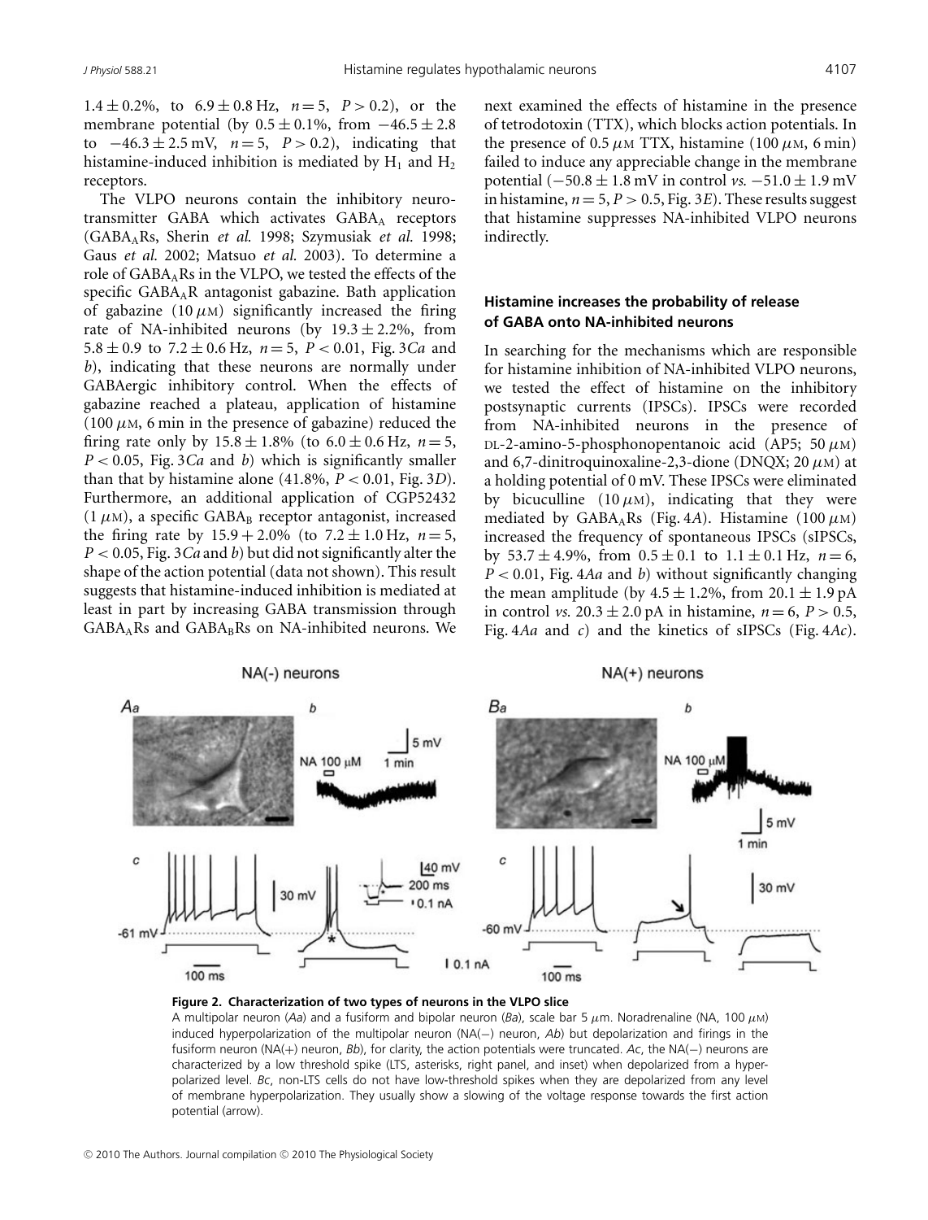1.4 ± 0.2%, to 6.9 ± 0.8 Hz, $n = 5$, $P > 0.2$), or the membrane potential (by 0.5 ± 0.1%, from −46.5 ± 2.8 to −46.3 ± 2.5 mV, $n = 5$, $P > 0.2$), indicating that histamine-induced inhibition is mediated by $H_1$ and $H_2$ receptors.

The VLPO neurons contain the inhibitory neurotransmitter GABA which activates $GABA_A$ receptors ($GABA_A$Rs, Sherin *et al.* 1998; Szymusiak *et al.* 1998; Gaus *et al.* 2002; Matsuo *et al.* 2003). To determine a role of $GABA_A$Rs in the VLPO, we tested the effects of the specific $GABA_A$R antagonist gabazine. Bath application of gabazine (10 μM) significantly increased the firing rate of NA-inhibited neurons (by 19.3 ± 2.2%, from 5.8 ± 0.9 to 7.2 ± 0.6 Hz, $n = 5$, $P < 0.01$, Fig. 3*Ca* and *b*), indicating that these neurons are normally under GABAergic inhibitory control. When the effects of gabazine reached a plateau, application of histamine (100 μM, 6 min in the presence of gabazine) reduced the firing rate only by 15.8 ± 1.8% (to 6.0 ± 0.6 Hz, $n = 5$, $P < 0.05$, Fig. 3*Ca* and *b*) which is significantly smaller than that by histamine alone (41.8%, $P < 0.01$, Fig. 3*D*). Furthermore, an additional application of CGP52432 (1 μM), a specific $GABA_B$ receptor antagonist, increased the firing rate by 15.9 + 2.0% (to 7.2 ± 1.0 Hz, $n = 5$, $P < 0.05$, Fig. 3*Ca* and *b*) but did not significantly alter the shape of the action potential (data not shown). This result suggests that histamine-induced inhibition is mediated at least in part by increasing GABA transmission through $GABA_A$Rs and $GABA_B$Rs on NA-inhibited neurons. We next examined the effects of histamine in the presence of tetrodotoxin (TTX), which blocks action potentials. In the presence of 0.5 μM TTX, histamine (100 μM, 6 min) failed to induce any appreciable change in the membrane potential (−50.8 ± 1.8 mV in control *vs.* −51.0 ± 1.9 mV in histamine, $n = 5$, $P > 0.5$, Fig. 3*E*). These results suggest that histamine suppresses NA-inhibited VLPO neurons indirectly.

### Histamine increases the probability of release of GABA onto NA-inhibited neurons

In searching for the mechanisms which are responsible for histamine inhibition of NA-inhibited VLPO neurons, we tested the effect of histamine on the inhibitory postsynaptic currents (IPSCs). IPSCs were recorded from NA-inhibited neurons in the presence of DL-2-amino-5-phosphonopentanoic acid (AP5; 50 μM) and 6,7-dinitroquinoxaline-2,3-dione (DNQX; 20 μM) at a holding potential of 0 mV. These IPSCs were eliminated by bicuculline (10 μM), indicating that they were mediated by $GABA_A$Rs (Fig. 4*A*). Histamine (100 μM) increased the frequency of spontaneous IPSCs (sIPSCs, by 53.7 ± 4.9%, from 0.5 ± 0.1 to 1.1 ± 0.1 Hz, $n = 6$, $P < 0.01$, Fig. 4*Aa* and *b*) without significantly changing the mean amplitude (by 4.5 ± 1.2%, from 20.1 ± 1.9 pA in control *vs.* 20.3 ± 2.0 pA in histamine, $n = 6$, $P > 0.5$, Fig. 4*Aa* and *c*) and the kinetics of sIPSCs (Fig. 4*Ac*).

**Figure 2. Characterization of two types of neurons in the VLPO slice**
A multipolar neuron (*Aa*) and a fusiform and bipolar neuron (*Ba*), scale bar 5 μm. Noradrenaline (NA, 100 μM) induced hyperpolarization of the multipolar neuron (NA(−) neuron, *Ab*) but depolarization and firings in the fusiform neuron (NA(+) neuron, *Bb*), for clarity, the action potentials were truncated. *Ac*, the NA(−) neurons are characterized by a low threshold spike (LTS, asterisks, right panel, and inset) when depolarized from a hyperpolarized level. *Bc*, non-LTS cells do not have low-threshold spikes when they are depolarized from any level of membrane hyperpolarization. They usually show a slowing of the voltage response towards the first action potential (arrow).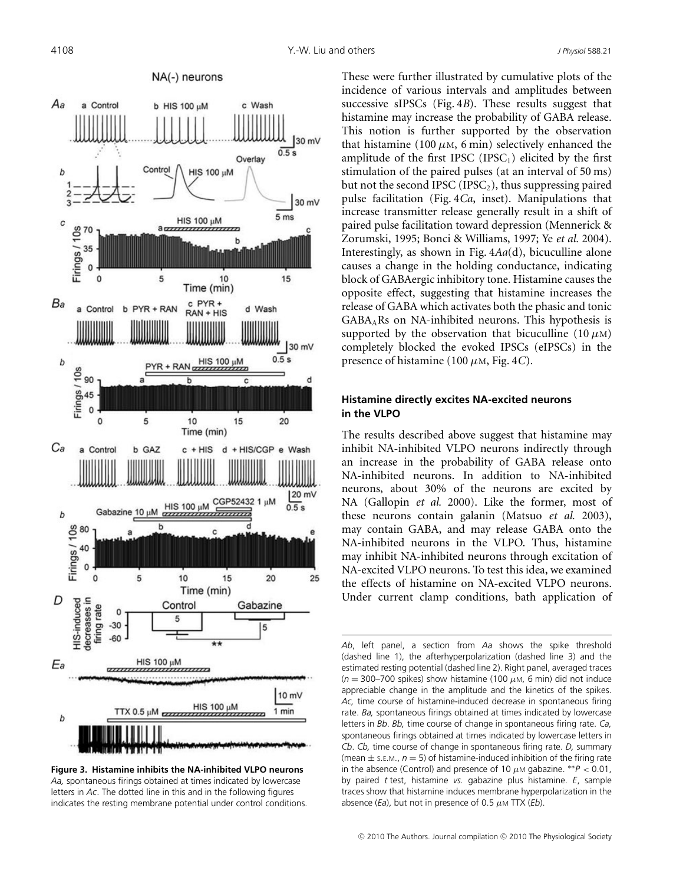These were further illustrated by cumulative plots of the incidence of various intervals and amplitudes between successive sIPSCs (Fig. 4*B*). These results suggest that histamine may increase the probability of GABA release. This notion is further supported by the observation that histamine (100 $\mu$M, 6 min) selectively enhanced the amplitude of the first IPSC ($IPSC_1$) elicited by the first stimulation of the paired pulses (at an interval of 50 ms) but not the second IPSC ($IPSC_2$), thus suppressing paired pulse facilitation (Fig. 4*Ca*, inset). Manipulations that increase transmitter release generally result in a shift of paired pulse facilitation toward depression (Mennerick & Zorumski, 1995; Bonci & Williams, 1997; Ye *et al.* 2004). Interestingly, as shown in Fig. 4*Aa*(d), bicuculline alone causes a change in the holding conductance, indicating block of GABAergic inhibitory tone. Histamine causes the opposite effect, suggesting that histamine increases the release of GABA which activates both the phasic and tonic $GABA_A$Rs on NA-inhibited neurons. This hypothesis is supported by the observation that bicuculline (10 $\mu$M) completely blocked the evoked IPSCs (eIPSCs) in the presence of histamine (100 $\mu$M, Fig. 4*C*).

### Histamine directly excites NA-excited neurons in the VLPO

The results described above suggest that histamine may inhibit NA-inhibited VLPO neurons indirectly through an increase in the probability of GABA release onto NA-inhibited neurons. In addition to NA-inhibited neurons, about 30% of the neurons are excited by NA (Gallopin *et al.* 2000). Like the former, most of these neurons contain galanin (Matsuo *et al.* 2003), may contain GABA, and may release GABA onto the NA-inhibited neurons in the VLPO. Thus, histamine may inhibit NA-inhibited neurons through excitation of NA-excited VLPO neurons. To test this idea, we examined the effects of histamine on NA-excited VLPO neurons. Under current clamp conditions, bath application of

**Figure 3. Histamine inhibits the NA-inhibited VLPO neurons**
*Aa,* spontaneous firings obtained at times indicated by lowercase letters in *Ac*. The dotted line in this and in the following figures indicates the resting membrane potential under control conditions. *Ab*, left panel, a section from *Aa* shows the spike threshold (dashed line 1), the afterhyperpolarization (dashed line 3) and the estimated resting potential (dashed line 2). Right panel, averaged traces ($n$ = 300–700 spikes) show histamine (100 $\mu$M, 6 min) did not induce appreciable change in the amplitude and the kinetics of the spikes. *Ac,* time course of histamine-induced decrease in spontaneous firing rate. *Ba,* spontaneous firings obtained at times indicated by lowercase letters in *Bb*. *Bb,* time course of change in spontaneous firing rate. *Ca,* spontaneous firings obtained at times indicated by lowercase letters in *Cb*. *Cb,* time course of change in spontaneous firing rate. *D,* summary (mean ± S.E.M., $n$ = 5) of histamine-induced inhibition of the firing rate in the absence (Control) and presence of 10 $\mu$M gabazine. \*\*$P < 0.01$, by paired *t* test, histamine *vs.* gabazine plus histamine. *E*, sample traces show that histamine induces membrane hyperpolarization in the absence (*Ea*), but not in presence of 0.5 $\mu$M TTX (*Eb*).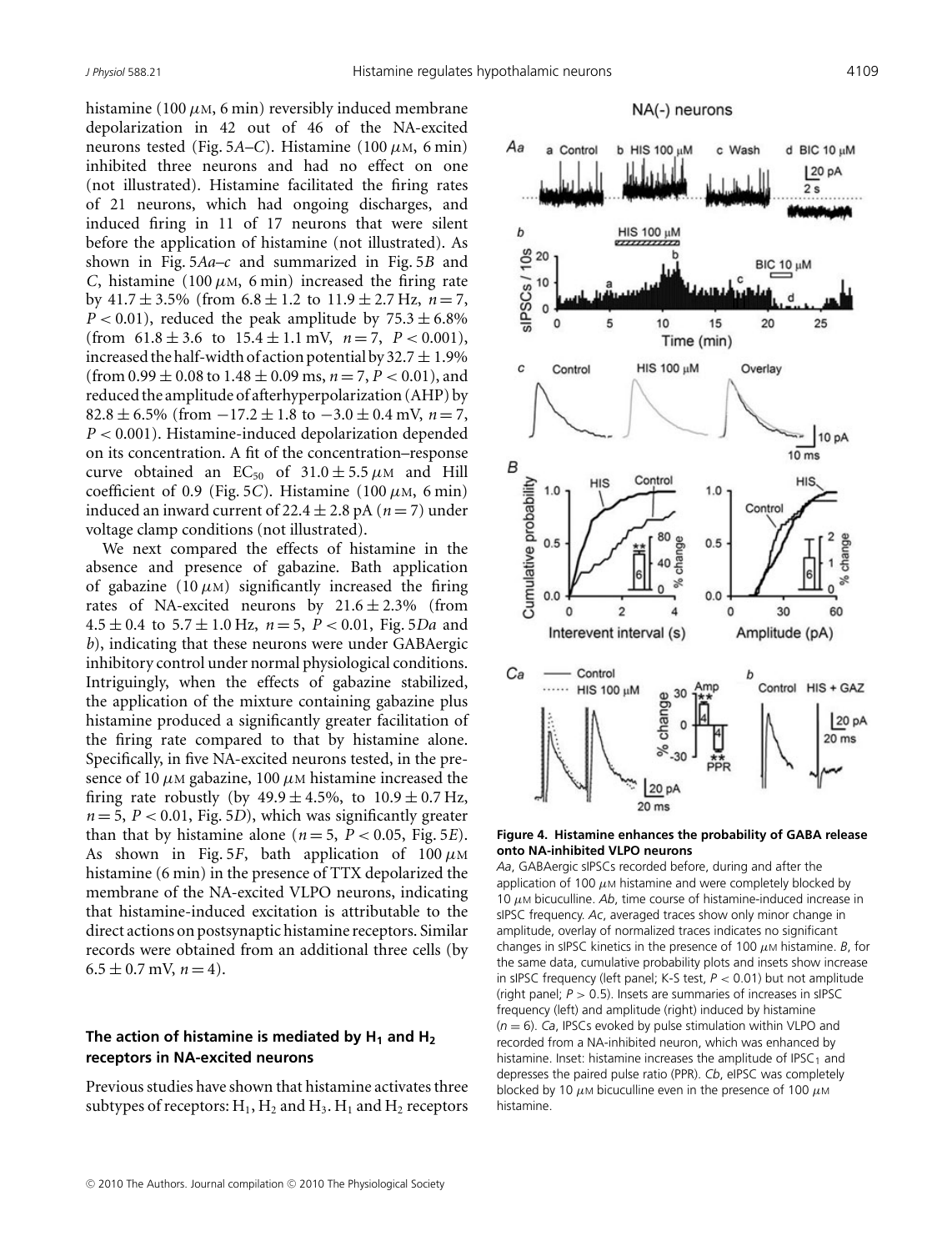histamine (100 $\mu$M, 6 min) reversibly induced membrane depolarization in 42 out of 46 of the NA-excited neurons tested (Fig. 5*A*–*C*). Histamine (100 $\mu$M, 6 min) inhibited three neurons and had no effect on one (not illustrated). Histamine facilitated the firing rates of 21 neurons, which had ongoing discharges, and induced firing in 11 of 17 neurons that were silent before the application of histamine (not illustrated). As shown in Fig. 5*Aa*–*c* and summarized in Fig. 5*B* and *C*, histamine (100 $\mu$M, 6 min) increased the firing rate by 41.7 ± 3.5% (from 6.8 ± 1.2 to 11.9 ± 2.7 Hz, $n = 7$, $P < 0.01$), reduced the peak amplitude by 75.3 ± 6.8% (from 61.8 ± 3.6 to 15.4 ± 1.1 mV, $n = 7$, $P < 0.001$), increased the half-width of action potential by 32.7 ± 1.9% (from 0.99 ± 0.08 to 1.48 ± 0.09 ms, $n = 7$, $P < 0.01$), and reduced the amplitude of afterhyperpolarization (AHP) by 82.8 ± 6.5% (from −17.2 ± 1.8 to −3.0 ± 0.4 mV, $n = 7$, $P < 0.001$). Histamine-induced depolarization depended on its concentration. A fit of the concentration–response curve obtained an $EC_{50}$ of 31.0 ± 5.5 $\mu$M and Hill coefficient of 0.9 (Fig. 5*C*). Histamine (100 $\mu$M, 6 min) induced an inward current of 22.4 ± 2.8 pA ($n = 7$) under voltage clamp conditions (not illustrated).

We next compared the effects of histamine in the absence and presence of gabazine. Bath application of gabazine (10 $\mu$M) significantly increased the firing rates of NA-excited neurons by 21.6 ± 2.3% (from 4.5 ± 0.4 to 5.7 ± 1.0 Hz, $n = 5$, $P < 0.01$, Fig. 5*Da* and *b*), indicating that these neurons were under GABAergic inhibitory control under normal physiological conditions. Intriguingly, when the effects of gabazine stabilized, the application of the mixture containing gabazine plus histamine produced a significantly greater facilitation of the firing rate compared to that by histamine alone. Specifically, in five NA-excited neurons tested, in the presence of 10 $\mu$M gabazine, 100 $\mu$M histamine increased the firing rate robustly (by 49.9 ± 4.5%, to 10.9 ± 0.7 Hz, $n = 5$, $P < 0.01$, Fig. 5*D*), which was significantly greater than that by histamine alone ($n = 5$, $P < 0.05$, Fig. 5*E*). As shown in Fig. 5*F*, bath application of 100 $\mu$M histamine (6 min) in the presence of TTX depolarized the membrane of the NA-excited VLPO neurons, indicating that histamine-induced excitation is attributable to the direct actions on postsynaptic histamine receptors. Similar records were obtained from an additional three cells (by 6.5 ± 0.7 mV, $n = 4$).

### The action of histamine is mediated by $H_1$ and $H_2$ receptors in NA-excited neurons

Previous studies have shown that histamine activates three subtypes of receptors: $H_1$, $H_2$ and $H_3$. $H_1$ and $H_2$ receptors

**Figure 4. Histamine enhances the probability of GABA release onto NA-inhibited VLPO neurons**

*Aa*, GABAergic sIPSCs recorded before, during and after the application of 100 $\mu$M histamine and were completely blocked by 10 $\mu$M bicuculline. *Ab*, time course of histamine-induced increase in sIPSC frequency. *Ac*, averaged traces show only minor change in amplitude, overlay of normalized traces indicates no significant changes in sIPSC kinetics in the presence of 100 $\mu$M histamine. *B*, for the same data, cumulative probability plots and insets show increase in sIPSC frequency (left panel; K-S test, $P < 0.01$) but not amplitude (right panel; $P > 0.5$). Insets are summaries of increases in sIPSC frequency (left) and amplitude (right) induced by histamine ($n = 6$). *Ca*, IPSCs evoked by pulse stimulation within VLPO and recorded from a NA-inhibited neuron, which was enhanced by histamine. Inset: histamine increases the amplitude of $IPSC_1$ and depresses the paired pulse ratio (PPR). *Cb*, eIPSC was completely blocked by 10 $\mu$M bicuculline even in the presence of 100 $\mu$M histamine.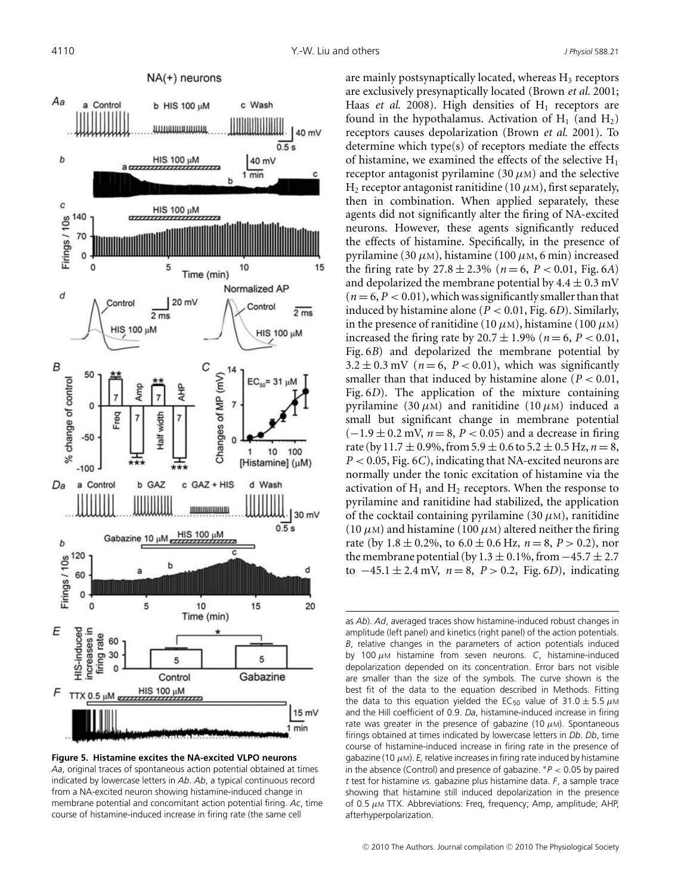are mainly postsynaptically located, whereas $H_3$ receptors are exclusively presynaptically located (Brown *et al.* 2001; Haas *et al.* 2008). High densities of $H_1$ receptors are found in the hypothalamus. Activation of $H_1$ (and $H_2$) receptors causes depolarization (Brown *et al.* 2001). To determine which type(s) of receptors mediate the effects of histamine, we examined the effects of the selective $H_1$ receptor antagonist pyrilamine (30 $\mu$M) and the selective $H_2$ receptor antagonist ranitidine (10 $\mu$M), first separately, then in combination. When applied separately, these agents did not significantly alter the firing of NA-excited neurons. However, these agents significantly reduced the effects of histamine. Specifically, in the presence of pyrilamine (30 $\mu$M), histamine (100 $\mu$M, 6 min) increased the firing rate by $27.8 \pm 2.3\%$ ($n = 6$, $P < 0.01$, Fig. 6*A*) and depolarized the membrane potential by $4.4 \pm 0.3$ mV ($n = 6$, $P < 0.01$), which was significantly smaller than that induced by histamine alone ($P < 0.01$, Fig. 6*D*). Similarly, in the presence of ranitidine (10 $\mu$M), histamine (100 $\mu$M) increased the firing rate by $20.7 \pm 1.9\%$ ($n = 6$, $P < 0.01$, Fig. 6*B*) and depolarized the membrane potential by $3.2 \pm 0.3$ mV ($n = 6$, $P < 0.01$), which was significantly smaller than that induced by histamine alone ($P < 0.01$, Fig. 6*D*). The application of the mixture containing pyrilamine (30 $\mu$M) and ranitidine (10 $\mu$M) induced a small but significant change in membrane potential ($-1.9 \pm 0.2$ mV, $n = 8$, $P < 0.05$) and a decrease in firing rate (by $11.7 \pm 0.9\%$, from $5.9 \pm 0.6$ to $5.2 \pm 0.5$ Hz, $n = 8$, $P < 0.05$, Fig. 6*C*), indicating that NA-excited neurons are normally under the tonic excitation of histamine via the activation of $H_1$ and $H_2$ receptors. When the response to pyrilamine and ranitidine had stabilized, the application of the cocktail containing pyrilamine (30 $\mu$M), ranitidine (10 $\mu$M) and histamine (100 $\mu$M) altered neither the firing rate (by $1.8 \pm 0.2\%$, to $6.0 \pm 0.6$ Hz, $n = 8$, $P > 0.2$), nor the membrane potential (by $1.3 \pm 0.1\%$, from $-45.7 \pm 2.7$ to $-45.1 \pm 2.4$ mV, $n = 8$, $P > 0.2$, Fig. 6*D*), indicating

**Figure 5. Histamine excites the NA-excited VLPO neurons**
*Aa*, original traces of spontaneous action potential obtained at times indicated by lowercase letters in *Ab*. *Ab*, a typical continuous record from a NA-excited neuron showing histamine-induced change in membrane potential and concomitant action potential firing. *Ac*, time course of histamine-induced increase in firing rate (the same cell as *Ab*). *Ad*, averaged traces show histamine-induced robust changes in amplitude (left panel) and kinetics (right panel) of the action potentials. *B*, relative changes in the parameters of action potentials induced by 100 $\mu$M histamine from seven neurons. *C*, histamine-induced depolarization depended on its concentration. Error bars not visible are smaller than the size of the symbols. The curve shown is the best fit of the data to the equation described in Methods. Fitting the data to this equation yielded the $EC_{50}$ value of $31.0 \pm 5.5$ $\mu$M and the Hill coefficient of 0.9. *Da*, histamine-induced increase in firing rate was greater in the presence of gabazine (10 $\mu$M). Spontaneous firings obtained at times indicated by lowercase letters in *Db*. *Db*, time course of histamine-induced increase in firing rate in the presence of gabazine (10 $\mu$M). *E*, relative increases in firing rate induced by histamine in the absence (Control) and presence of gabazine. $^{*}P < 0.05$ by paired *t* test for histamine *vs.* gabazine plus histamine data. *F*, a sample trace showing that histamine still induced depolarization in the presence of 0.5 $\mu$M TTX. Abbreviations: Freq, frequency; Amp, amplitude; AHP, afterhyperpolarization.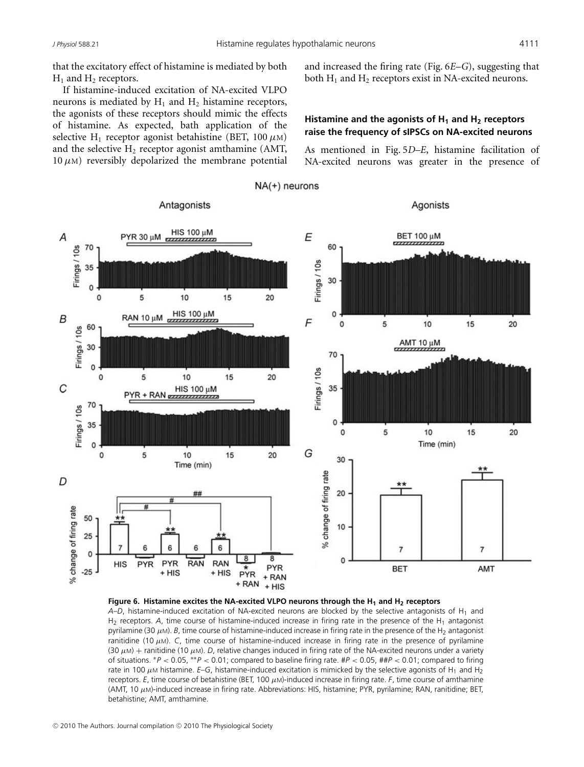that the excitatory effect of histamine is mediated by both $H_1$ and $H_2$ receptors.

If histamine-induced excitation of NA-excited VLPO neurons is mediated by $H_1$ and $H_2$ histamine receptors, the agonists of these receptors should mimic the effects of histamine. As expected, bath application of the selective $H_1$ receptor agonist betahistine (BET, 100 $\mu$M) and the selective $H_2$ receptor agonist amthamine (AMT, 10 $\mu$M) reversibly depolarized the membrane potential and increased the firing rate (Fig. 6*E*–*G*), suggesting that both $H_1$ and $H_2$ receptors exist in NA-excited neurons.

### Histamine and the agonists of $H_1$ and $H_2$ receptors raise the frequency of sIPSCs on NA-excited neurons

As mentioned in Fig. 5*D*–*E*, histamine facilitation of NA-excited neurons was greater in the presence of

**Figure 6. Histamine excites the NA-excited VLPO neurons through the $H_1$ and $H_2$ receptors**

*A*–*D*, histamine-induced excitation of NA-excited neurons are blocked by the selective antagonists of $H_1$ and $H_2$ receptors. *A*, time course of histamine-induced increase in firing rate in the presence of the $H_1$ antagonist pyrilamine (30 $\mu$M). *B*, time course of histamine-induced increase in firing rate in the presence of the $H_2$ antagonist ranitidine (10 $\mu$M). *C*, time course of histamine-induced increase in firing rate in the presence of pyrilamine (30 $\mu$M) + ranitidine (10 $\mu$M). *D*, relative changes induced in firing rate of the NA-excited neurons under a variety of situations. $^*P < 0.05$, $^{**}P < 0.01$; compared to baseline firing rate. #$P < 0.05$, ##$P < 0.01$; compared to firing rate in 100 $\mu$M histamine. *E*–*G*, histamine-induced excitation is mimicked by the selective agonists of $H_1$ and $H_2$ receptors. *E*, time course of betahistine (BET, 100 $\mu$M)-induced increase in firing rate. *F*, time course of amthamine (AMT, 10 $\mu$M)-induced increase in firing rate. Abbreviations: HIS, histamine; PYR, pyrilamine; RAN, ranitidine; BET, betahistine; AMT, amthamine.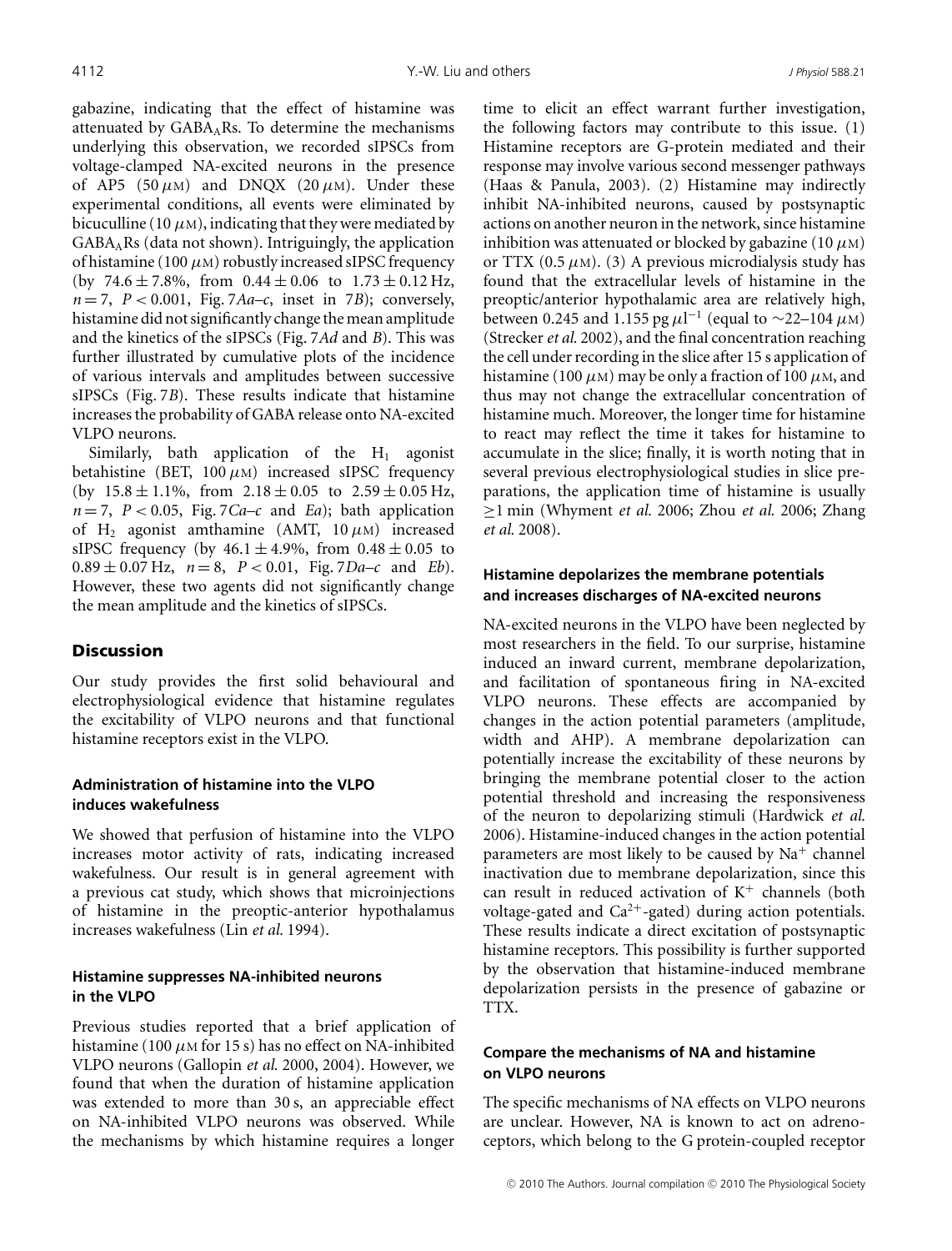gabazine, indicating that the effect of histamine was attenuated by $GABA_ARs$. To determine the mechanisms underlying this observation, we recorded sIPSCs from voltage-clamped NA-excited neurons in the presence of AP5 (50 $\mu$M) and DNQX (20 $\mu$M). Under these experimental conditions, all events were eliminated by bicuculline (10 $\mu$M), indicating that they were mediated by $GABA_ARs$ (data not shown). Intriguingly, the application of histamine (100 $\mu$M) robustly increased sIPSC frequency (by 74.6 ± 7.8%, from 0.44 ± 0.06 to 1.73 ± 0.12 Hz, $n = 7$, $P < 0.001$, Fig. 7*Aa–c*, inset in 7*B*); conversely, histamine did not significantly change the mean amplitude and the kinetics of the sIPSCs (Fig. 7*Ad* and *B*). This was further illustrated by cumulative plots of the incidence of various intervals and amplitudes between successive sIPSCs (Fig. 7*B*). These results indicate that histamine increases the probability of GABA release onto NA-excited VLPO neurons.

Similarly, bath application of the $H_1$ agonist betahistine (BET, 100 $\mu$M) increased sIPSC frequency (by 15.8 ± 1.1%, from 2.18 ± 0.05 to 2.59 ± 0.05 Hz, $n = 7$, $P < 0.05$, Fig. 7*Ca–c* and *Ea*); bath application of $H_2$ agonist amthamine (AMT, 10 $\mu$M) increased sIPSC frequency (by 46.1 ± 4.9%, from 0.48 ± 0.05 to 0.89 ± 0.07 Hz, $n = 8$, $P < 0.01$, Fig. 7*Da–c* and *Eb*). However, these two agents did not significantly change the mean amplitude and the kinetics of sIPSCs.

## Discussion

Our study provides the first solid behavioural and electrophysiological evidence that histamine regulates the excitability of VLPO neurons and that functional histamine receptors exist in the VLPO.

### Administration of histamine into the VLPO induces wakefulness

We showed that perfusion of histamine into the VLPO increases motor activity of rats, indicating increased wakefulness. Our result is in general agreement with a previous cat study, which shows that microinjections of histamine in the preoptic-anterior hypothalamus increases wakefulness (Lin *et al.* 1994).

### Histamine suppresses NA-inhibited neurons in the VLPO

Previous studies reported that a brief application of histamine (100 $\mu$M for 15 s) has no effect on NA-inhibited VLPO neurons (Gallopin *et al.* 2000, 2004). However, we found that when the duration of histamine application was extended to more than 30 s, an appreciable effect on NA-inhibited VLPO neurons was observed. While the mechanisms by which histamine requires a longer time to elicit an effect warrant further investigation, the following factors may contribute to this issue. (1) Histamine receptors are G-protein mediated and their response may involve various second messenger pathways (Haas & Panula, 2003). (2) Histamine may indirectly inhibit NA-inhibited neurons, caused by postsynaptic actions on another neuron in the network, since histamine inhibition was attenuated or blocked by gabazine (10 $\mu$M) or TTX (0.5 $\mu$M). (3) A previous microdialysis study has found that the extracellular levels of histamine in the preoptic/anterior hypothalamic area are relatively high, between 0.245 and 1.155 pg $\mu$l$^{-1}$ (equal to ~22–104 $\mu$M) (Strecker *et al.* 2002), and the final concentration reaching the cell under recording in the slice after 15 s application of histamine (100 $\mu$M) may be only a fraction of 100 $\mu$M, and thus may not change the extracellular concentration of histamine much. Moreover, the longer time for histamine to react may reflect the time it takes for histamine to accumulate in the slice; finally, it is worth noting that in several previous electrophysiological studies in slice preparations, the application time of histamine is usually ≥1 min (Whyment *et al.* 2006; Zhou *et al.* 2006; Zhang *et al.* 2008).

### Histamine depolarizes the membrane potentials and increases discharges of NA-excited neurons

NA-excited neurons in the VLPO have been neglected by most researchers in the field. To our surprise, histamine induced an inward current, membrane depolarization, and facilitation of spontaneous firing in NA-excited VLPO neurons. These effects are accompanied by changes in the action potential parameters (amplitude, width and AHP). A membrane depolarization can potentially increase the excitability of these neurons by bringing the membrane potential closer to the action potential threshold and increasing the responsiveness of the neuron to depolarizing stimuli (Hardwick *et al.* 2006). Histamine-induced changes in the action potential parameters are most likely to be caused by $Na^+$ channel inactivation due to membrane depolarization, since this can result in reduced activation of $K^+$ channels (both voltage-gated and $Ca^{2+}$-gated) during action potentials. These results indicate a direct excitation of postsynaptic histamine receptors. This possibility is further supported by the observation that histamine-induced membrane depolarization persists in the presence of gabazine or TTX.

### Compare the mechanisms of NA and histamine on VLPO neurons

The specific mechanisms of NA effects on VLPO neurons are unclear. However, NA is known to act on adrenoceptors, which belong to the G protein-coupled receptor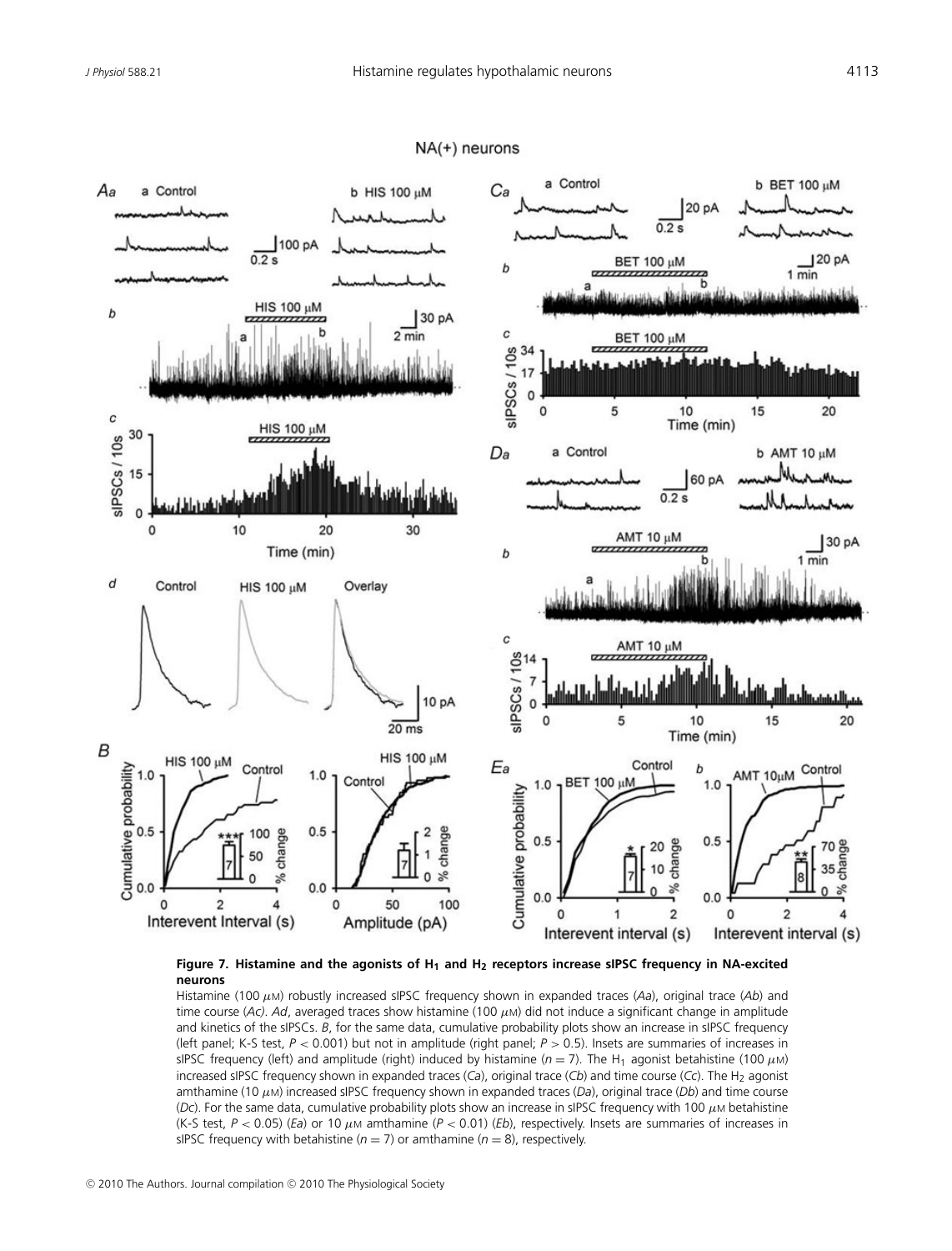**Figure 7. Histamine and the agonists of $H_1$ and $H_2$ receptors increase sIPSC frequency in NA-excited neurons**

Histamine (100 $\mu$M) robustly increased sIPSC frequency shown in expanded traces (*Aa*), original trace (*Ab*) and time course (*Ac*). *Ad*, averaged traces show histamine (100 $\mu$M) did not induce a significant change in amplitude and kinetics of the sIPSCs. *B*, for the same data, cumulative probability plots show an increase in sIPSC frequency (left panel; K-S test, $P < 0.001$) but not in amplitude (right panel; $P > 0.5$). Insets are summaries of increases in sIPSC frequency (left) and amplitude (right) induced by histamine ($n = 7$). The $H_1$ agonist betahistine (100 $\mu$M) increased sIPSC frequency shown in expanded traces (*Ca*), original trace (*Cb*) and time course (*Cc*). The $H_2$ agonist amthamine (10 $\mu$M) increased sIPSC frequency shown in expanded traces (*Da*), original trace (*Db*) and time course (*Dc*). For the same data, cumulative probability plots show an increase in sIPSC frequency with 100 $\mu$M betahistine (K-S test, $P < 0.05$) (*Ea*) or 10 $\mu$M amthamine ($P < 0.01$) (*Eb*), respectively. Insets are summaries of increases in sIPSC frequency with betahistine ($n = 7$) or amthamine ($n = 8$), respectively.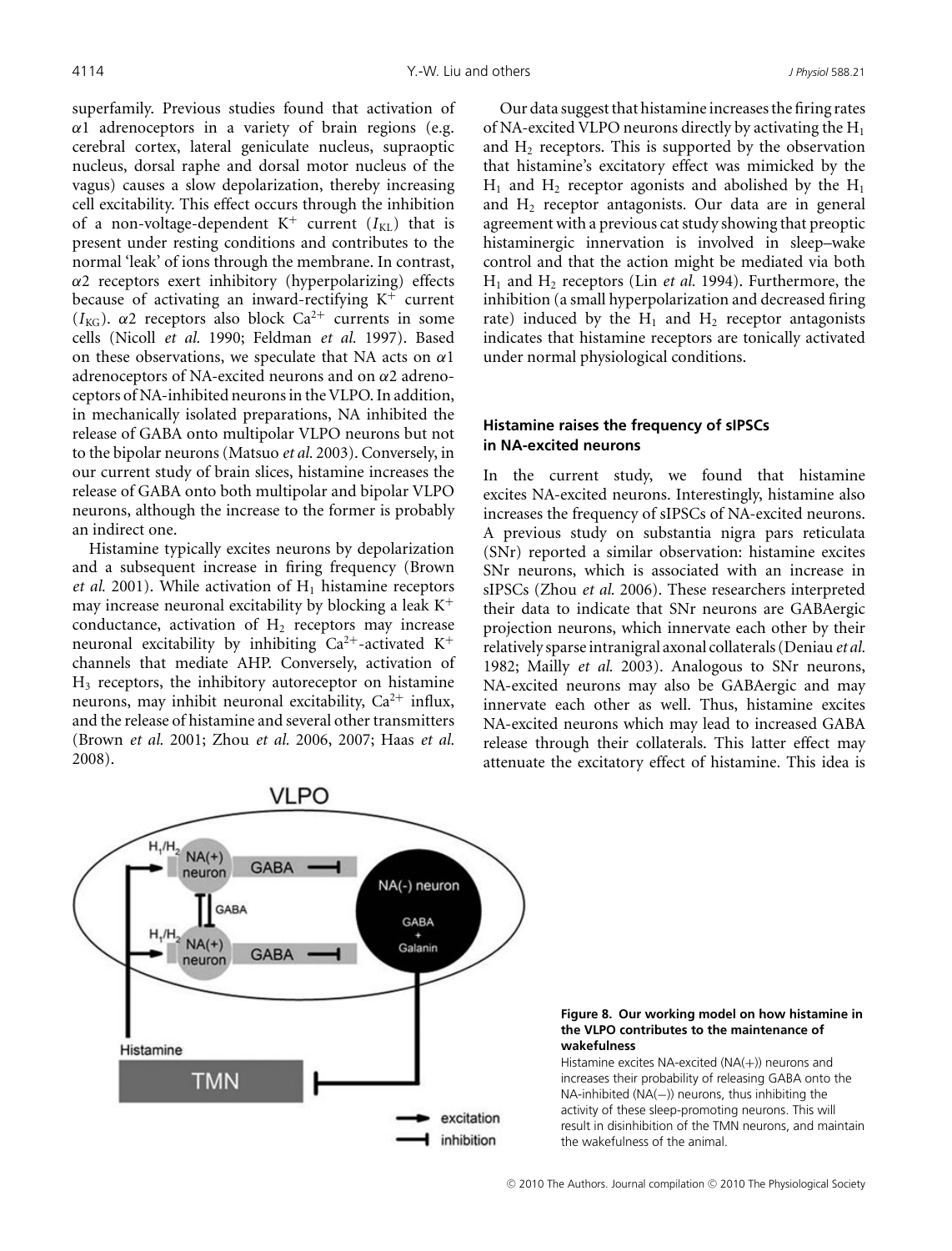superfamily. Previous studies found that activation of $\alpha 1$ adrenoceptors in a variety of brain regions (e.g. cerebral cortex, lateral geniculate nucleus, supraoptic nucleus, dorsal raphe and dorsal motor nucleus of the vagus) causes a slow depolarization, thereby increasing cell excitability. This effect occurs through the inhibition of a non-voltage-dependent $K^+$ current ($I_{KL}$) that is present under resting conditions and contributes to the normal 'leak' of ions through the membrane. In contrast, $\alpha 2$ receptors exert inhibitory (hyperpolarizing) effects because of activating an inward-rectifying $K^+$ current ($I_{KG}$). $\alpha 2$ receptors also block $Ca^{2+}$ currents in some cells (Nicoll *et al.* 1990; Feldman *et al.* 1997). Based on these observations, we speculate that NA acts on $\alpha 1$ adrenoceptors of NA-excited neurons and on $\alpha 2$ adrenoceptors of NA-inhibited neurons in the VLPO. In addition, in mechanically isolated preparations, NA inhibited the release of GABA onto multipolar VLPO neurons but not to the bipolar neurons (Matsuo *et al.* 2003). Conversely, in our current study of brain slices, histamine increases the release of GABA onto both multipolar and bipolar VLPO neurons, although the increase to the former is probably an indirect one.

Histamine typically excites neurons by depolarization and a subsequent increase in firing frequency (Brown *et al.* 2001). While activation of $H_1$ histamine receptors may increase neuronal excitability by blocking a leak $K^+$ conductance, activation of $H_2$ receptors may increase neuronal excitability by inhibiting $Ca^{2+}$-activated $K^+$ channels that mediate AHP. Conversely, activation of $H_3$ receptors, the inhibitory autoreceptor on histamine neurons, may inhibit neuronal excitability, $Ca^{2+}$ influx, and the release of histamine and several other transmitters (Brown *et al.* 2001; Zhou *et al.* 2006, 2007; Haas *et al.* 2008).

Our data suggest that histamine increases the firing rates of NA-excited VLPO neurons directly by activating the $H_1$ and $H_2$ receptors. This is supported by the observation that histamine's excitatory effect was mimicked by the $H_1$ and $H_2$ receptor agonists and abolished by the $H_1$ and $H_2$ receptor antagonists. Our data are in general agreement with a previous cat study showing that preoptic histaminergic innervation is involved in sleep–wake control and that the action might be mediated via both $H_1$ and $H_2$ receptors (Lin *et al.* 1994). Furthermore, the inhibition (a small hyperpolarization and decreased firing rate) induced by the $H_1$ and $H_2$ receptor antagonists indicates that histamine receptors are tonically activated under normal physiological conditions.

### Histamine raises the frequency of sIPSCs in NA-excited neurons

In the current study, we found that histamine excites NA-excited neurons. Interestingly, histamine also increases the frequency of sIPSCs of NA-excited neurons. A previous study on substantia nigra pars reticulata (SNr) reported a similar observation: histamine excites SNr neurons, which is associated with an increase in sIPSCs (Zhou *et al.* 2006). These researchers interpreted their data to indicate that SNr neurons are GABAergic projection neurons, which innervate each other by their relatively sparse intranigral axonal collaterals (Deniau *et al.* 1982; Mailly *et al.* 2003). Analogous to SNr neurons, NA-excited neurons may also be GABAergic and may innervate each other as well. Thus, histamine excites NA-excited neurons which may lead to increased GABA release through their collaterals. This latter effect may attenuate the excitatory effect of histamine. This idea is

**Figure 8. Our working model on how histamine in the VLPO contributes to the maintenance of wakefulness**

Histamine excites NA-excited (NA(+)) neurons and increases their probability of releasing GABA onto the NA-inhibited (NA(−)) neurons, thus inhibiting the activity of these sleep-promoting neurons. This will result in disinhibition of the TMN neurons, and maintain the wakefulness of the animal.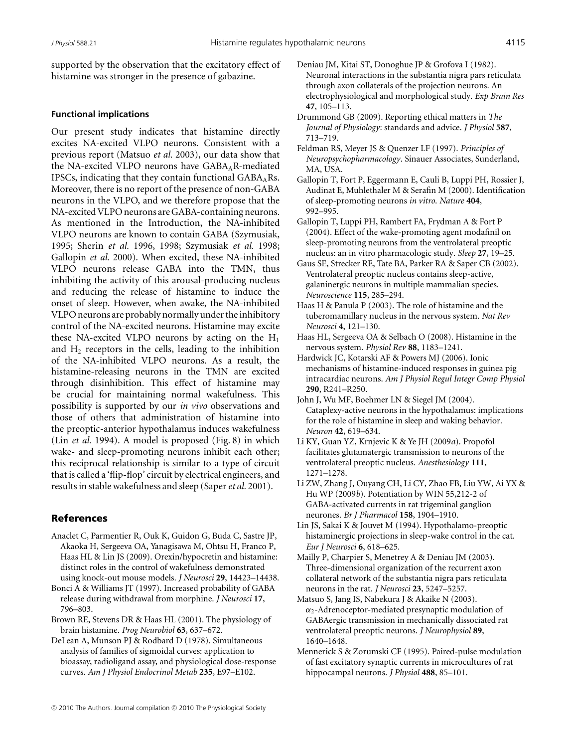supported by the observation that the excitatory effect of histamine was stronger in the presence of gabazine.

### Functional implications

Our present study indicates that histamine directly excites NA-excited VLPO neurons. Consistent with a previous report (Matsuo *et al.* 2003), our data show that the NA-excited VLPO neurons have $GABA_AR$-mediated IPSCs, indicating that they contain functional $GABA_ARs$. Moreover, there is no report of the presence of non-GABA neurons in the VLPO, and we therefore propose that the NA-excited VLPO neurons are GABA-containing neurons. As mentioned in the Introduction, the NA-inhibited VLPO neurons are known to contain GABA (Szymusiak, 1995; Sherin *et al.* 1996, 1998; Szymusiak *et al.* 1998; Gallopin *et al.* 2000). When excited, these NA-inhibited VLPO neurons release GABA into the TMN, thus inhibiting the activity of this arousal-producing nucleus and reducing the release of histamine to induce the onset of sleep. However, when awake, the NA-inhibited VLPO neurons are probably normally under the inhibitory control of the NA-excited neurons. Histamine may excite these NA-excited VLPO neurons by acting on the $H_1$ and $H_2$ receptors in the cells, leading to the inhibition of the NA-inhibited VLPO neurons. As a result, the histamine-releasing neurons in the TMN are excited through disinhibition. This effect of histamine may be crucial for maintaining normal wakefulness. This possibility is supported by our *in vivo* observations and those of others that administration of histamine into the preoptic-anterior hypothalamus induces wakefulness (Lin *et al.* 1994). A model is proposed (Fig. 8) in which wake- and sleep-promoting neurons inhibit each other; this reciprocal relationship is similar to a type of circuit that is called a 'flip-flop' circuit by electrical engineers, and results in stable wakefulness and sleep (Saper *et al.* 2001).

## References

Anaclet C, Parmentier R, Ouk K, Guidon G, Buda C, Sastre JP, Akaoka H, Sergeeva OA, Yanagisawa M, Ohtsu H, Franco P, Haas HL & Lin JS (2009). Orexin/hypocretin and histamine: distinct roles in the control of wakefulness demonstrated using knock-out mouse models. *J Neurosci* **29**, 14423–14438.

Bonci A & Williams JT (1997). Increased probability of GABA release during withdrawal from morphine. *J Neurosci* **17**, 796–803.

Brown RE, Stevens DR & Haas HL (2001). The physiology of brain histamine. *Prog Neurobiol* **63**, 637–672.

DeLean A, Munson PJ & Rodbard D (1978). Simultaneous analysis of families of sigmoidal curves: application to bioassay, radioligand assay, and physiological dose-response curves. *Am J Physiol Endocrinol Metab* **235**, E97–E102.

Deniau JM, Kitai ST, Donoghue JP & Grofova I (1982). Neuronal interactions in the substantia nigra pars reticulata through axon collaterals of the projection neurons. An electrophysiological and morphological study. *Exp Brain Res* **47**, 105–113.

Drummond GB (2009). Reporting ethical matters in *The Journal of Physiology*: standards and advice. *J Physiol* **587**, 713–719.

Feldman RS, Meyer JS & Quenzer LF (1997). *Principles of Neuropsychopharmacology*. Sinauer Associates, Sunderland, MA, USA.

Gallopin T, Fort P, Eggermann E, Cauli B, Luppi PH, Rossier J, Audinat E, Muhlethaler M & Serafin M (2000). Identification of sleep-promoting neurons *in vitro*. *Nature* **404**, 992–995.

Gallopin T, Luppi PH, Rambert FA, Frydman A & Fort P (2004). Effect of the wake-promoting agent modafinil on sleep-promoting neurons from the ventrolateral preoptic nucleus: an in vitro pharmacologic study. *Sleep* **27**, 19–25.

Gaus SE, Strecker RE, Tate BA, Parker RA & Saper CB (2002). Ventrolateral preoptic nucleus contains sleep-active, galaninergic neurons in multiple mammalian species. *Neuroscience* **115**, 285–294.

Haas H & Panula P (2003). The role of histamine and the tuberomamillary nucleus in the nervous system. *Nat Rev Neurosci* **4**, 121–130.

Haas HL, Sergeeva OA & Selbach O (2008). Histamine in the nervous system. *Physiol Rev* **88**, 1183–1241.

Hardwick JC, Kotarski AF & Powers MJ (2006). Ionic mechanisms of histamine-induced responses in guinea pig intracardiac neurons. *Am J Physiol Regul Integr Comp Physiol* **290**, R241–R250.

John J, Wu MF, Boehmer LN & Siegel JM (2004). Cataplexy-active neurons in the hypothalamus: implications for the role of histamine in sleep and waking behavior. *Neuron* **42**, 619–634.

Li KY, Guan YZ, Krnjevic K & Ye JH (2009*a*). Propofol facilitates glutamatergic transmission to neurons of the ventrolateral preoptic nucleus. *Anesthesiology* **111**, 1271–1278.

Li ZW, Zhang J, Ouyang CH, Li CY, Zhao FB, Liu YW, Ai YX & Hu WP (2009*b*). Potentiation by WIN 55,212-2 of GABA-activated currents in rat trigeminal ganglion neurones. *Br J Pharmacol* **158**, 1904–1910.

Lin JS, Sakai K & Jouvet M (1994). Hypothalamo-preoptic histaminergic projections in sleep-wake control in the cat. *Eur J Neurosci* **6**, 618–625.

Mailly P, Charpier S, Menetrey A & Deniau JM (2003). Three-dimensional organization of the recurrent axon collateral network of the substantia nigra pars reticulata neurons in the rat. *J Neurosci* **23**, 5247–5257.

Matsuo S, Jang IS, Nabekura J & Akaike N (2003). $\alpha_2$-Adrenoceptor-mediated presynaptic modulation of GABAergic transmission in mechanically dissociated rat ventrolateral preoptic neurons. *J Neurophysiol* **89**, 1640–1648.

Mennerick S & Zorumski CF (1995). Paired-pulse modulation of fast excitatory synaptic currents in microcultures of rat hippocampal neurons. *J Physiol* **488**, 85–101.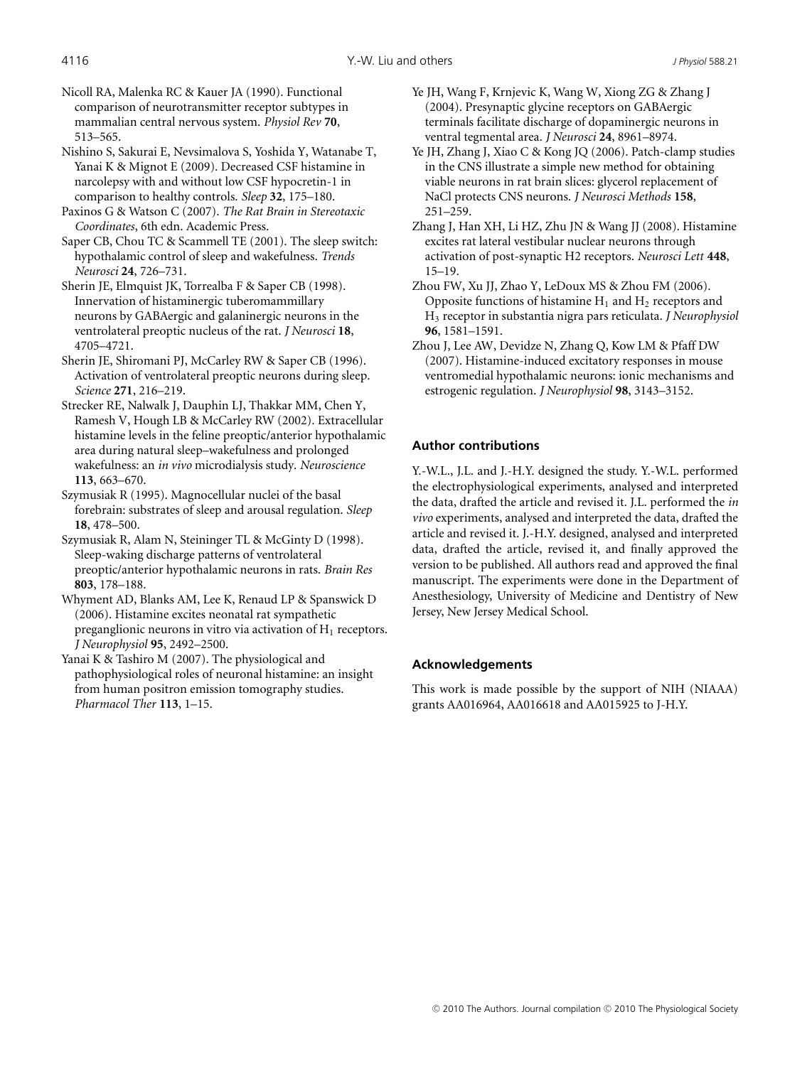Nicoll RA, Malenka RC & Kauer JA (1990). Functional comparison of neurotransmitter receptor subtypes in mammalian central nervous system. *Physiol Rev* **70**, 513–565.

Nishino S, Sakurai E, Nevsimalova S, Yoshida Y, Watanabe T, Yanai K & Mignot E (2009). Decreased CSF histamine in narcolepsy with and without low CSF hypocretin-1 in comparison to healthy controls. *Sleep* **32**, 175–180.

Paxinos G & Watson C (2007). *The Rat Brain in Stereotaxic Coordinates*, 6th edn. Academic Press.

Saper CB, Chou TC & Scammell TE (2001). The sleep switch: hypothalamic control of sleep and wakefulness. *Trends Neurosci* **24**, 726–731.

Sherin JE, Elmquist JK, Torrealba F & Saper CB (1998). Innervation of histaminergic tuberomammillary neurons by GABAergic and galaninergic neurons in the ventrolateral preoptic nucleus of the rat. *J Neurosci* **18**, 4705–4721.

Sherin JE, Shiromani PJ, McCarley RW & Saper CB (1996). Activation of ventrolateral preoptic neurons during sleep. *Science* **271**, 216–219.

Strecker RE, Nalwalk J, Dauphin LJ, Thakkar MM, Chen Y, Ramesh V, Hough LB & McCarley RW (2002). Extracellular histamine levels in the feline preoptic/anterior hypothalamic area during natural sleep–wakefulness and prolonged wakefulness: an *in vivo* microdialysis study. *Neuroscience* **113**, 663–670.

Szymusiak R (1995). Magnocellular nuclei of the basal forebrain: substrates of sleep and arousal regulation. *Sleep* **18**, 478–500.

Szymusiak R, Alam N, Steininger TL & McGinty D (1998). Sleep-waking discharge patterns of ventrolateral preoptic/anterior hypothalamic neurons in rats. *Brain Res* **803**, 178–188.

Whyment AD, Blanks AM, Lee K, Renaud LP & Spanswick D (2006). Histamine excites neonatal rat sympathetic preganglionic neurons in vitro via activation of $H_1$ receptors. *J Neurophysiol* **95**, 2492–2500.

Yanai K & Tashiro M (2007). The physiological and pathophysiological roles of neuronal histamine: an insight from human positron emission tomography studies. *Pharmacol Ther* **113**, 1–15.

Ye JH, Wang F, Krnjevic K, Wang W, Xiong ZG & Zhang J (2004). Presynaptic glycine receptors on GABAergic terminals facilitate discharge of dopaminergic neurons in ventral tegmental area. *J Neurosci* **24**, 8961–8974.

Ye JH, Zhang J, Xiao C & Kong JQ (2006). Patch-clamp studies in the CNS illustrate a simple new method for obtaining viable neurons in rat brain slices: glycerol replacement of NaCl protects CNS neurons. *J Neurosci Methods* **158**, 251–259.

Zhang J, Han XH, Li HZ, Zhu JN & Wang JJ (2008). Histamine excites rat lateral vestibular nuclear neurons through activation of post-synaptic H2 receptors. *Neurosci Lett* **448**, 15–19.

Zhou FW, Xu JJ, Zhao Y, LeDoux MS & Zhou FM (2006). Opposite functions of histamine $H_1$ and $H_2$ receptors and $H_3$ receptor in substantia nigra pars reticulata. *J Neurophysiol* **96**, 1581–1591.

Zhou J, Lee AW, Devidze N, Zhang Q, Kow LM & Pfaff DW (2007). Histamine-induced excitatory responses in mouse ventromedial hypothalamic neurons: ionic mechanisms and estrogenic regulation. *J Neurophysiol* **98**, 3143–3152.

## Author contributions

Y.-W.L., J.L. and J.-H.Y. designed the study. Y.-W.L. performed the electrophysiological experiments, analysed and interpreted the data, drafted the article and revised it. J.L. performed the *in vivo* experiments, analysed and interpreted the data, drafted the article and revised it. J.-H.Y. designed, analysed and interpreted data, drafted the article, revised it, and finally approved the version to be published. All authors read and approved the final manuscript. The experiments were done in the Department of Anesthesiology, University of Medicine and Dentistry of New Jersey, New Jersey Medical School.

## Acknowledgements

This work is made possible by the support of NIH (NIAAA) grants AA016964, AA016618 and AA015925 to J-H.Y.